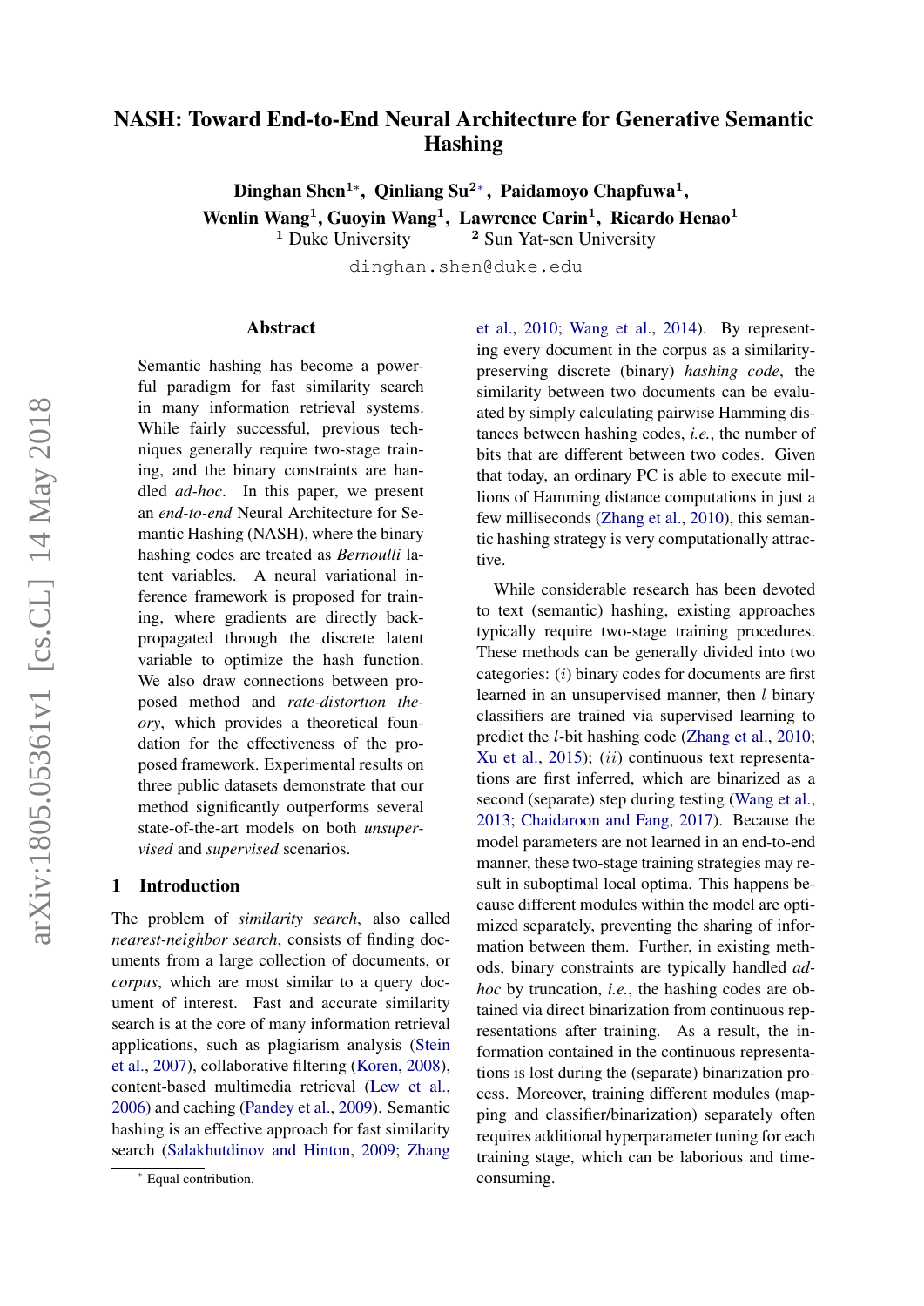# NASH: Toward End-to-End Neural Architecture for Generative Semantic Hashing

**Dinghan Shen[1]\*, Qinliang Su[2]\*, Paidamoyo Chapfuwa[1], Wenlin Wang[1], Guoyin Wang[1], Lawrence Carin[1], Ricardo Henao[1]**

[1] Duke University [2] Sun Yat-sen University

dinghan.shen@duke.edu

## Abstract

Semantic hashing has become a powerful paradigm for fast similarity search in many information retrieval systems. While fairly successful, previous techniques generally require two-stage training, and the binary constraints are handled *ad-hoc*. In this paper, we present an *end-to-end* Neural Architecture for Semantic Hashing (NASH), where the binary hashing codes are treated as *Bernoulli* latent variables. A neural variational inference framework is proposed for training, where gradients are directly backpropagated through the discrete latent variable to optimize the hash function. We also draw connections between proposed method and *rate-distortion theory*, which provides a theoretical foundation for the effectiveness of the proposed framework. Experimental results on three public datasets demonstrate that our method significantly outperforms several state-of-the-art models on both *unsupervised* and *supervised* scenarios.

## 1 Introduction

The problem of *similarity search*, also called *nearest-neighbor search*, consists of finding documents from a large collection of documents, or *corpus*, which are most similar to a query document of interest. Fast and accurate similarity search is at the core of many information retrieval applications, such as plagiarism analysis (Stein et al., 2007), collaborative filtering (Koren, 2008), content-based multimedia retrieval (Lew et al., 2006) and caching (Pandey et al., 2009). Semantic hashing is an effective approach for fast similarity search (Salakhutdinov and Hinton, 2009; Zhang et al., 2010; Wang et al., 2014). By representing every document in the corpus as a similarity-preserving discrete (binary) *hashing code*, the similarity between two documents can be evaluated by simply calculating pairwise Hamming distances between hashing codes, *i.e.*, the number of bits that are different between two codes. Given that today, an ordinary PC is able to execute millions of Hamming distance computations in just a few milliseconds (Zhang et al., 2010), this semantic hashing strategy is very computationally attractive.

While considerable research has been devoted to text (semantic) hashing, existing approaches typically require two-stage training procedures. These methods can be generally divided into two categories: $(i)$ binary codes for documents are first learned in an unsupervised manner, then $l$ binary classifiers are trained via supervised learning to predict the $l$-bit hashing code (Zhang et al., 2010; Xu et al., 2015); $(ii)$ continuous text representations are first inferred, which are binarized as a second (separate) step during testing (Wang et al., 2013; Chaidaroon and Fang, 2017). Because the model parameters are not learned in an end-to-end manner, these two-stage training strategies may result in suboptimal local optima. This happens because different modules within the model are optimized separately, preventing the sharing of information between them. Further, in existing methods, binary constraints are typically handled *ad-hoc* by truncation, *i.e.*, the hashing codes are obtained via direct binarization from continuous representations after training. As a result, the information contained in the continuous representations is lost during the (separate) binarization process. Moreover, training different modules (mapping and classifier/binarization) separately often requires additional hyperparameter tuning for each training stage, which can be laborious and time-consuming.

\* Equal contribution.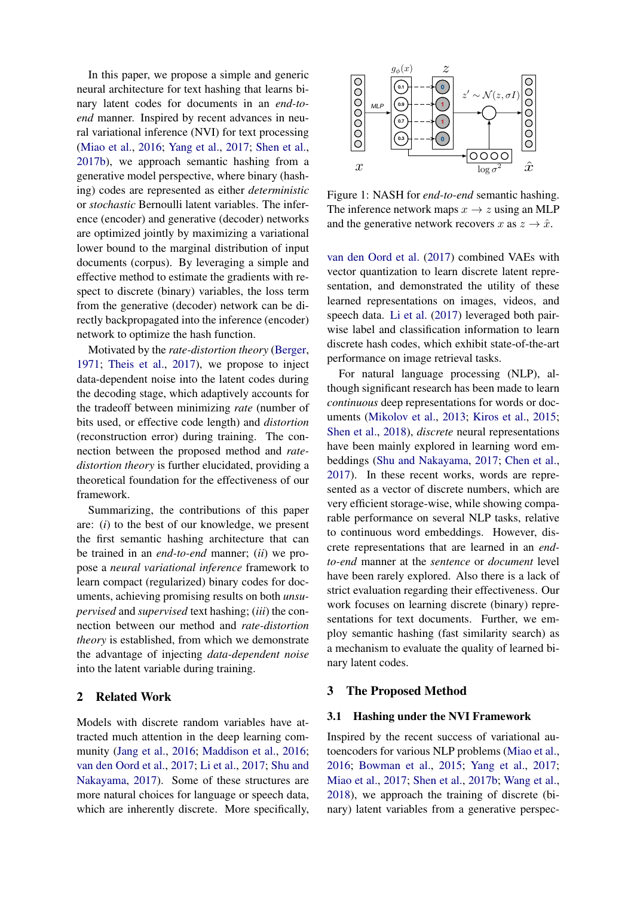In this paper, we propose a simple and generic neural architecture for text hashing that learns binary latent codes for documents in an *end-to-end* manner. Inspired by recent advances in neural variational inference (NVI) for text processing (Miao et al., 2016; Yang et al., 2017; Shen et al., 2017b), we approach semantic hashing from a generative model perspective, where binary (hashing) codes are represented as either *deterministic* or *stochastic* Bernoulli latent variables. The inference (encoder) and generative (decoder) networks are optimized jointly by maximizing a variational lower bound to the marginal distribution of input documents (corpus). By leveraging a simple and effective method to estimate the gradients with respect to discrete (binary) variables, the loss term from the generative (decoder) network can be directly backpropagated into the inference (encoder) network to optimize the hash function.

Motivated by the *rate-distortion theory* (Berger, 1971; Theis et al., 2017), we propose to inject data-dependent noise into the latent codes during the decoding stage, which adaptively accounts for the tradeoff between minimizing *rate* (number of bits used, or effective code length) and *distortion* (reconstruction error) during training. The connection between the proposed method and *rate-distortion theory* is further elucidated, providing a theoretical foundation for the effectiveness of our framework.

Summarizing, the contributions of this paper are: (*i*) to the best of our knowledge, we present the first semantic hashing architecture that can be trained in an *end-to-end* manner; (*ii*) we propose a *neural variational inference* framework to learn compact (regularized) binary codes for documents, achieving promising results on both *unsupervised* and *supervised* text hashing; (*iii*) the connection between our method and *rate-distortion theory* is established, from which we demonstrate the advantage of injecting *data-dependent noise* into the latent variable during training.

Figure 1: NASH for *end-to-end* semantic hashing. The inference network maps $x \to z$ using an MLP and the generative network recovers $x$ as $z \to \hat{x}$.

## 2 Related Work

Models with discrete random variables have attracted much attention in the deep learning community (Jang et al., 2016; Maddison et al., 2016; van den Oord et al., 2017; Li et al., 2017; Shu and Nakayama, 2017). Some of these structures are more natural choices for language or speech data, which are inherently discrete. More specifically, van den Oord et al. (2017) combined VAEs with vector quantization to learn discrete latent representation, and demonstrated the utility of these learned representations on images, videos, and speech data. Li et al. (2017) leveraged both pairwise label and classification information to learn discrete hash codes, which exhibit state-of-the-art performance on image retrieval tasks.

For natural language processing (NLP), although significant research has been made to learn *continuous* deep representations for words or documents (Mikolov et al., 2013; Kiros et al., 2015; Shen et al., 2018), *discrete* neural representations have been mainly explored in learning word embeddings (Shu and Nakayama, 2017; Chen et al., 2017). In these recent works, words are represented as a vector of discrete numbers, which are very efficient storage-wise, while showing comparable performance on several NLP tasks, relative to continuous word embeddings. However, discrete representations that are learned in an *end-to-end* manner at the *sentence* or *document* level have been rarely explored. Also there is a lack of strict evaluation regarding their effectiveness. Our work focuses on learning discrete (binary) representations for text documents. Further, we employ semantic hashing (fast similarity search) as a mechanism to evaluate the quality of learned binary latent codes.

## 3 The Proposed Method

### 3.1 Hashing under the NVI Framework

Inspired by the recent success of variational autoencoders for various NLP problems (Miao et al., 2016; Bowman et al., 2015; Yang et al., 2017; Miao et al., 2017; Shen et al., 2017b; Wang et al., 2018), we approach the training of discrete (binary) latent variables from a generative perspec-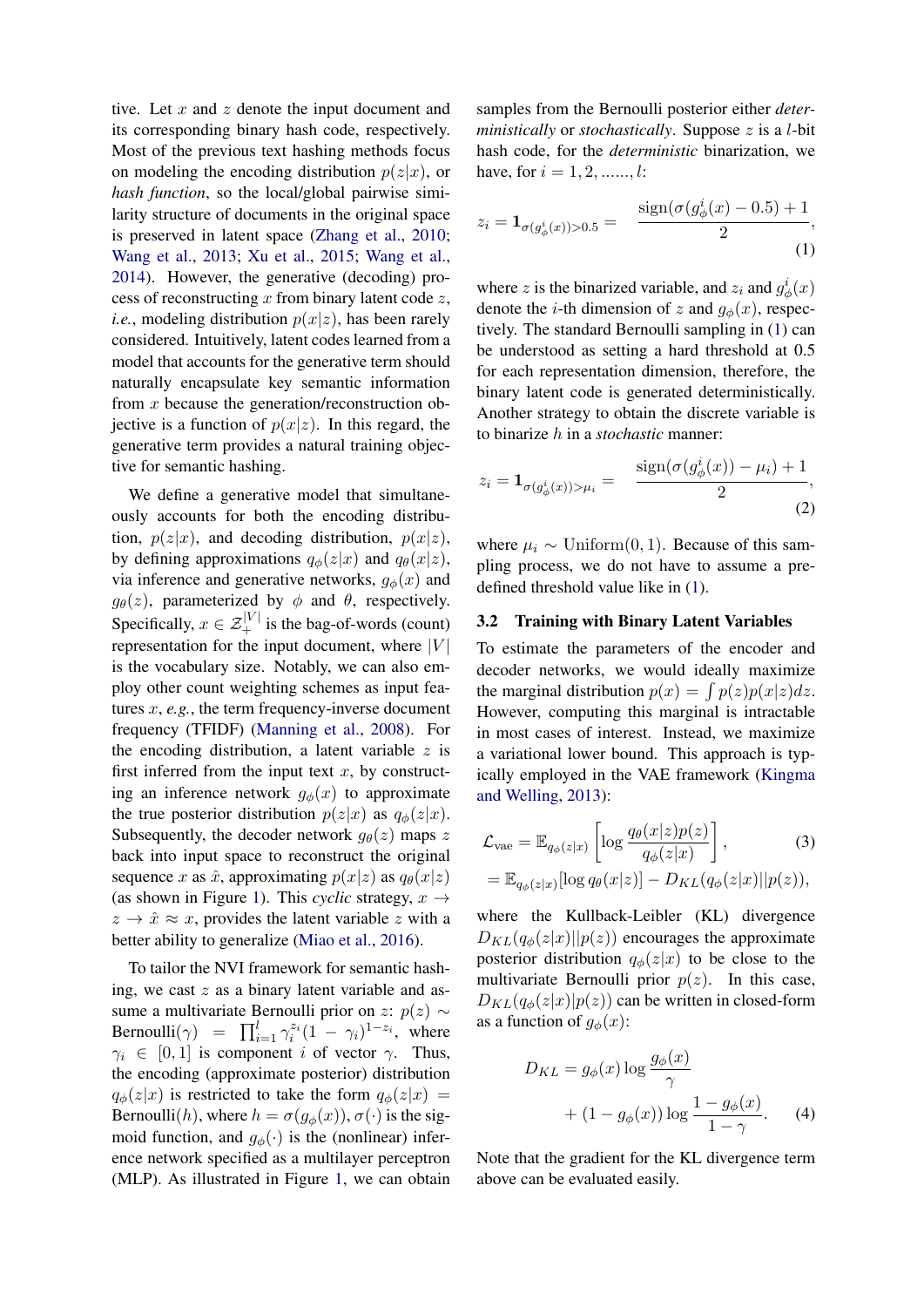tive. Let $x$ and $z$ denote the input document and its corresponding binary hash code, respectively. Most of the previous text hashing methods focus on modeling the encoding distribution $p(z|x)$, or *hash function*, so the local/global pairwise similarity structure of documents in the original space is preserved in latent space (Zhang et al., 2010; Wang et al., 2013; Xu et al., 2015; Wang et al., 2014). However, the generative (decoding) process of reconstructing $x$ from binary latent code $z$, *i.e.*, modeling distribution $p(x|z)$, has been rarely considered. Intuitively, latent codes learned from a model that accounts for the generative term should naturally encapsulate key semantic information from $x$ because the generation/reconstruction objective is a function of $p(x|z)$. In this regard, the generative term provides a natural training objective for semantic hashing.

We define a generative model that simultaneously accounts for both the encoding distribution, $p(z|x)$, and decoding distribution, $p(x|z)$, by defining approximations $q_\phi(z|x)$ and $q_\theta(x|z)$, via inference and generative networks, $g_\phi(x)$ and $g_\theta(z)$, parameterized by $\phi$ and $\theta$, respectively. Specifically, $x \in \mathcal{Z}_+^{|V|}$ is the bag-of-words (count) representation for the input document, where $|V|$ is the vocabulary size. Notably, we can also employ other count weighting schemes as input features $x$, *e.g.*, the term frequency-inverse document frequency (TFIDF) (Manning et al., 2008). For the encoding distribution, a latent variable $z$ is first inferred from the input text $x$, by constructing an inference network $g_\phi(x)$ to approximate the true posterior distribution $p(z|x)$ as $q_\phi(z|x)$. Subsequently, the decoder network $g_\theta(z)$ maps $z$ back into input space to reconstruct the original sequence $x$ as $\hat{x}$, approximating $p(x|z)$ as $q_\theta(x|z)$ (as shown in Figure 1). This *cyclic* strategy, $x \rightarrow z \rightarrow \hat{x} \approx x$, provides the latent variable $z$ with a better ability to generalize (Miao et al., 2016).

To tailor the NVI framework for semantic hashing, we cast $z$ as a binary latent variable and assume a multivariate Bernoulli prior on $z$: $p(z) \sim \text{Bernoulli}(\gamma) = \prod_{i=1}^{l} \gamma_i^{z_i}(1-\gamma_i)^{1-z_i}$, where $\gamma_i \in [0, 1]$ is component $i$ of vector $\gamma$. Thus, the encoding (approximate posterior) distribution $q_\phi(z|x)$ is restricted to take the form $q_\phi(z|x) = \text{Bernoulli}(h)$, where $h = \sigma(g_\phi(x))$, $\sigma(\cdot)$ is the sigmoid function, and $g_\phi(\cdot)$ is the (nonlinear) inference network specified as a multilayer perceptron (MLP). As illustrated in Figure 1, we can obtain samples from the Bernoulli posterior either *deterministically* or *stochastically*. Suppose $z$ is a $l$-bit hash code, for the *deterministic* binarization, we have, for $i = 1, 2, ......, l$:

$$z_i = \mathbf{1}_{\sigma(g_\phi^i(x)) > 0.5} = \frac{\text{sign}(\sigma(g_\phi^i(x) - 0.5) + 1}{2}, \tag{1}$$

where $z$ is the binarized variable, and $z_i$ and $g_\phi^i(x)$ denote the $i$-th dimension of $z$ and $g_\phi(x)$, respectively. The standard Bernoulli sampling in (1) can be understood as setting a hard threshold at 0.5 for each representation dimension, therefore, the binary latent code is generated deterministically. Another strategy to obtain the discrete variable is to binarize $h$ in a *stochastic* manner:

$$z_i = \mathbf{1}_{\sigma(g_\phi^i(x)) > \mu_i} = \frac{\text{sign}(\sigma(g_\phi^i(x)) - \mu_i) + 1}{2}, \tag{2}$$

where $\mu_i \sim \text{Uniform}(0, 1)$. Because of this sampling process, we do not have to assume a predefined threshold value like in (1).

### 3.2 Training with Binary Latent Variables

To estimate the parameters of the encoder and decoder networks, we would ideally maximize the marginal distribution $p(x) = \int p(z)p(x|z)dz$. However, computing this marginal is intractable in most cases of interest. Instead, we maximize a variational lower bound. This approach is typically employed in the VAE framework (Kingma and Welling, 2013):

$$\begin{aligned}\mathcal{L}_{\text{vae}} &= \mathbb{E}_{q_\phi(z|x)}\left[\log \frac{q_\theta(x|z)p(z)}{q_\phi(z|x)}\right], \qquad (3)\\ &= \mathbb{E}_{q_\phi(z|x)}[\log q_\theta(x|z)] - D_{KL}(q_\phi(z|x)||p(z)),\end{aligned}$$

where the Kullback-Leibler (KL) divergence $D_{KL}(q_\phi(z|x)||p(z))$ encourages the approximate posterior distribution $q_\phi(z|x)$ to be close to the multivariate Bernoulli prior $p(z)$. In this case, $D_{KL}(q_\phi(z|x)|p(z))$ can be written in closed-form as a function of $g_\phi(x)$:

$$\begin{aligned}D_{KL} &= g_\phi(x) \log \frac{g_\phi(x)}{\gamma}\\ &\quad + (1 - g_\phi(x)) \log \frac{1 - g_\phi(x)}{1 - \gamma}. \qquad (4)\end{aligned}$$

Note that the gradient for the KL divergence term above can be evaluated easily.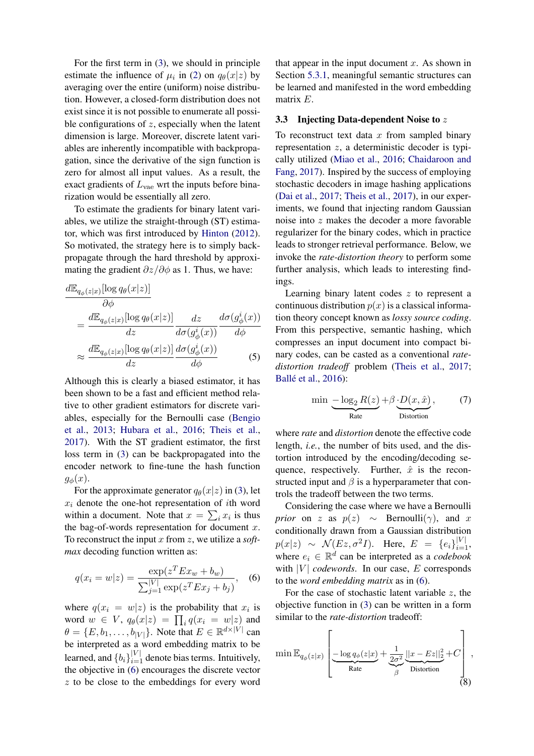For the first term in (3), we should in principle estimate the influence of $\mu_i$ in (2) on $q_\theta(x|z)$ by averaging over the entire (uniform) noise distribution. However, a closed-form distribution does not exist since it is not possible to enumerate all possible configurations of $z$, especially when the latent dimension is large. Moreover, discrete latent variables are inherently incompatible with backpropagation, since the derivative of the sign function is zero for almost all input values. As a result, the exact gradients of $L_{\text{vae}}$ wrt the inputs before binarization would be essentially all zero.

To estimate the gradients for binary latent variables, we utilize the straight-through (ST) estimator, which was first introduced by Hinton (2012). So motivated, the strategy here is to simply backpropagate through the hard threshold by approximating the gradient $\partial z / \partial \phi$ as 1. Thus, we have:

$$
\begin{aligned}
&\frac{d\mathbb{E}_{q_\phi(z|x)}[\log q_\theta(x|z)]}{\partial \phi} \\
&= \frac{d\mathbb{E}_{q_\phi(z|x)}[\log q_\theta(x|z)]}{dz} \frac{dz}{d\sigma(g_\phi^i(x))} \frac{d\sigma(g_\phi^i(x))}{d\phi} \\
&\approx \frac{d\mathbb{E}_{q_\phi(z|x)}[\log q_\theta(x|z)]}{dz} \frac{d\sigma(g_\phi^i(x))}{d\phi} \qquad (5)
\end{aligned}
$$

Although this is clearly a biased estimator, it has been shown to be a fast and efficient method relative to other gradient estimators for discrete variables, especially for the Bernoulli case (Bengio et al., 2013; Hubara et al., 2016; Theis et al., 2017). With the ST gradient estimator, the first loss term in (3) can be backpropagated into the encoder network to fine-tune the hash function $g_\phi(x)$.

For the approximate generator $q_\theta(x|z)$ in (3), let $x_i$ denote the one-hot representation of $i$th word within a document. Note that $x = \sum_i x_i$ is thus the bag-of-words representation for document $x$. To reconstruct the input $x$ from $z$, we utilize a *softmax* decoding function written as:

$$
q(x_i = w|z) = \frac{\exp(z^T E x_w + b_w)}{\sum_{j=1}^{|V|} \exp(z^T E x_j + b_j)}, \qquad (6)
$$

where $q(x_i = w|z)$ is the probability that $x_i$ is word $w \in V$, $q_\theta(x|z) = \prod_i q(x_i = w|z)$ and $\theta = \{E, b_1, \ldots, b_{|V|}\}$. Note that $E \in \mathbb{R}^{d \times |V|}$ can be interpreted as a word embedding matrix to be learned, and $\{b_i\}_{i=1}^{|V|}$ denote bias terms. Intuitively, the objective in (6) encourages the discrete vector $z$ to be close to the embeddings for every word that appear in the input document $x$. As shown in Section 5.3.1, meaningful semantic structures can be learned and manifested in the word embedding matrix $E$.

### 3.3 Injecting Data-dependent Noise to $z$

To reconstruct text data $x$ from sampled binary representation $z$, a deterministic decoder is typically utilized (Miao et al., 2016; Chaidaroon and Fang, 2017). Inspired by the success of employing stochastic decoders in image hashing applications (Dai et al., 2017; Theis et al., 2017), in our experiments, we found that injecting random Gaussian noise into $z$ makes the decoder a more favorable regularizer for the binary codes, which in practice leads to stronger retrieval performance. Below, we invoke the *rate-distortion theory* to perform some further analysis, which leads to interesting findings.

Learning binary latent codes $z$ to represent a continuous distribution $p(x)$ is a classical information theory concept known as *lossy source coding*. From this perspective, semantic hashing, which compresses an input document into compact binary codes, can be casted as a conventional *rate-distortion tradeoff* problem (Theis et al., 2017; Ballé et al., 2016):

$$
\min \underbrace{-\log_2 R(z)}_{\text{Rate}} + \beta \cdot \underbrace{D(x, \hat{x})}_{\text{Distortion}}, \qquad (7)
$$

where *rate* and *distortion* denote the effective code length, *i.e.*, the number of bits used, and the distortion introduced by the encoding/decoding sequence, respectively. Further, $\hat{x}$ is the reconstructed input and $\beta$ is a hyperparameter that controls the tradeoff between the two terms.

Considering the case where we have a Bernoulli *prior* on $z$ as $p(z) \sim \text{Bernoulli}(\gamma)$, and $x$ conditionally drawn from a Gaussian distribution $p(x|z) \sim \mathcal{N}(Ez, \sigma^2 I)$. Here, $E = \{e_i\}_{i=1}^{|V|}$, where $e_i \in \mathbb{R}^d$ can be interpreted as a *codebook* with $|V|$ *codewords*. In our case, $E$ corresponds to the *word embedding matrix* as in (6).

For the case of stochastic latent variable $z$, the objective function in (3) can be written in a form similar to the *rate-distortion* tradeoff:

$$
\min \mathbb{E}_{q_\phi(z|x)} \left[ \underbrace{-\log q_\phi(z|x)}_{\text{Rate}} + \underbrace{\frac{1}{2\sigma^2}}_{\beta} \underbrace{||x - Ez||_2^2}_{\text{Distortion}} + C \right], \qquad (8)
$$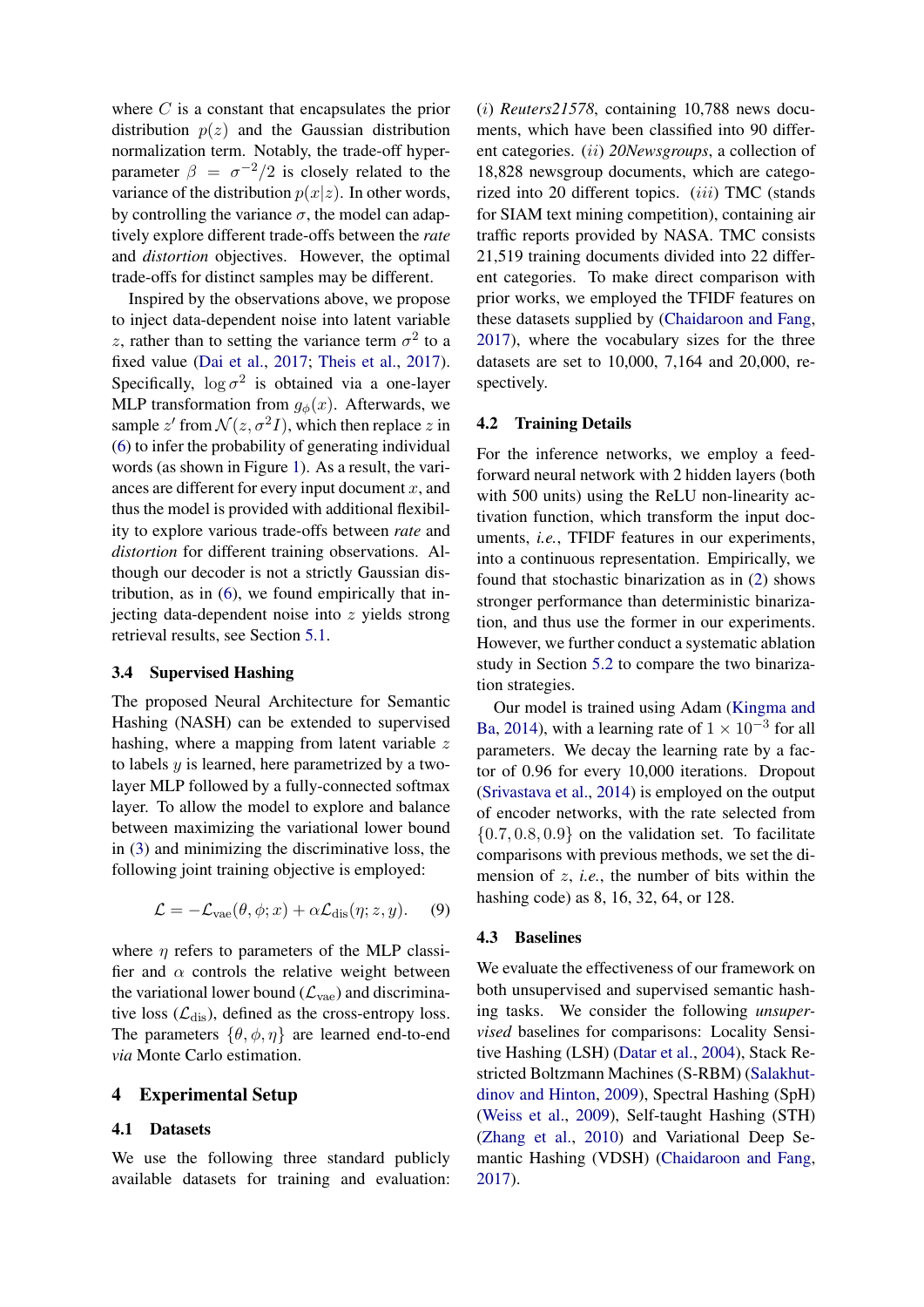where $C$ is a constant that encapsulates the prior distribution $p(z)$ and the Gaussian distribution normalization term. Notably, the trade-off hyper-parameter $\beta = \sigma^{-2}/2$ is closely related to the variance of the distribution $p(x|z)$. In other words, by controlling the variance $\sigma$, the model can adaptively explore different trade-offs between the *rate* and *distortion* objectives. However, the optimal trade-offs for distinct samples may be different.

Inspired by the observations above, we propose to inject data-dependent noise into latent variable $z$, rather than to setting the variance term $\sigma^2$ to a fixed value (Dai et al., 2017; Theis et al., 2017). Specifically, $\log \sigma^2$ is obtained via a one-layer MLP transformation from $g_\phi(x)$. Afterwards, we sample $z'$ from $\mathcal{N}(z, \sigma^2 I)$, which then replace $z$ in (6) to infer the probability of generating individual words (as shown in Figure 1). As a result, the variances are different for every input document $x$, and thus the model is provided with additional flexibility to explore various trade-offs between *rate* and *distortion* for different training observations. Although our decoder is not a strictly Gaussian distribution, as in (6), we found empirically that injecting data-dependent noise into $z$ yields strong retrieval results, see Section 5.1.

### 3.4 Supervised Hashing

The proposed Neural Architecture for Semantic Hashing (NASH) can be extended to supervised hashing, where a mapping from latent variable $z$ to labels $y$ is learned, here parametrized by a two-layer MLP followed by a fully-connected softmax layer. To allow the model to explore and balance between maximizing the variational lower bound in (3) and minimizing the discriminative loss, the following joint training objective is employed:

$$\mathcal{L} = -\mathcal{L}_{\text{vae}}(\theta, \phi; x) + \alpha \mathcal{L}_{\text{dis}}(\eta; z, y). \quad (9)$$

where $\eta$ refers to parameters of the MLP classifier and $\alpha$ controls the relative weight between the variational lower bound ($\mathcal{L}_{\text{vae}}$) and discriminative loss ($\mathcal{L}_{\text{dis}}$), defined as the cross-entropy loss. The parameters $\{\theta, \phi, \eta\}$ are learned end-to-end *via* Monte Carlo estimation.

## 4 Experimental Setup

### 4.1 Datasets

We use the following three standard publicly available datasets for training and evaluation: ($i$) *Reuters21578*, containing 10,788 news documents, which have been classified into 90 different categories. ($ii$) *20Newsgroups*, a collection of 18,828 newsgroup documents, which are categorized into 20 different topics. ($iii$) TMC (stands for SIAM text mining competition), containing air traffic reports provided by NASA. TMC consists 21,519 training documents divided into 22 different categories. To make direct comparison with prior works, we employed the TFIDF features on these datasets supplied by (Chaidaroon and Fang, 2017), where the vocabulary sizes for the three datasets are set to 10,000, 7,164 and 20,000, respectively.

### 4.2 Training Details

For the inference networks, we employ a feed-forward neural network with 2 hidden layers (both with 500 units) using the ReLU non-linearity activation function, which transform the input documents, *i.e.*, TFIDF features in our experiments, into a continuous representation. Empirically, we found that stochastic binarization as in (2) shows stronger performance than deterministic binarization, and thus use the former in our experiments. However, we further conduct a systematic ablation study in Section 5.2 to compare the two binarization strategies.

Our model is trained using Adam (Kingma and Ba, 2014), with a learning rate of $1 \times 10^{-3}$ for all parameters. We decay the learning rate by a factor of 0.96 for every 10,000 iterations. Dropout (Srivastava et al., 2014) is employed on the output of encoder networks, with the rate selected from $\{0.7, 0.8, 0.9\}$ on the validation set. To facilitate comparisons with previous methods, we set the dimension of $z$, *i.e.*, the number of bits within the hashing code) as 8, 16, 32, 64, or 128.

### 4.3 Baselines

We evaluate the effectiveness of our framework on both unsupervised and supervised semantic hashing tasks. We consider the following *unsupervised* baselines for comparisons: Locality Sensitive Hashing (LSH) (Datar et al., 2004), Stack Restricted Boltzmann Machines (S-RBM) (Salakhutdinov and Hinton, 2009), Spectral Hashing (SpH) (Weiss et al., 2009), Self-taught Hashing (STH) (Zhang et al., 2010) and Variational Deep Semantic Hashing (VDSH) (Chaidaroon and Fang, 2017).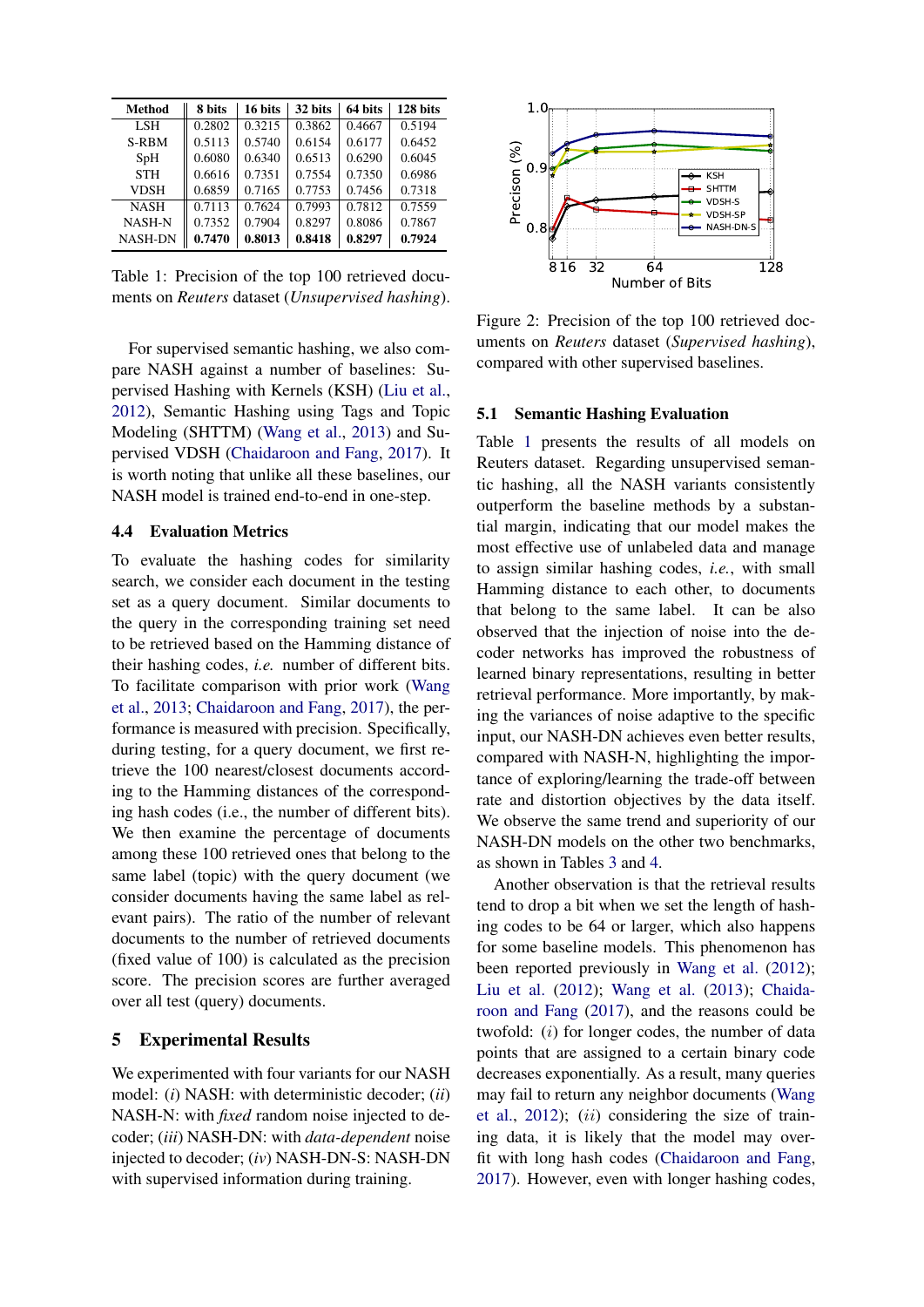| Method | 8 bits | 16 bits | 32 bits | 64 bits | 128 bits |
|---|---|---|---|---|---|
| LSH | 0.2802 | 0.3215 | 0.3862 | 0.4667 | 0.5194 |
| S-RBM | 0.5113 | 0.5740 | 0.6154 | 0.6177 | 0.6452 |
| SpH | 0.6080 | 0.6340 | 0.6513 | 0.6290 | 0.6045 |
| STH | 0.6616 | 0.7351 | 0.7554 | 0.7350 | 0.6986 |
| VDSH | 0.6859 | 0.7165 | 0.7753 | 0.7456 | 0.7318 |
| NASH | 0.7113 | 0.7624 | 0.7993 | 0.7812 | 0.7559 |
| NASH-N | 0.7352 | 0.7904 | 0.8297 | 0.8086 | 0.7867 |
| NASH-DN | **0.7470** | **0.8013** | **0.8418** | **0.8297** | **0.7924** |

Table 1: Precision of the top 100 retrieved documents on *Reuters* dataset (*Unsupervised hashing*).

For supervised semantic hashing, we also compare NASH against a number of baselines: Supervised Hashing with Kernels (KSH) (Liu et al., 2012), Semantic Hashing using Tags and Topic Modeling (SHTTM) (Wang et al., 2013) and Supervised VDSH (Chaidaroon and Fang, 2017). It is worth noting that unlike all these baselines, our NASH model is trained end-to-end in one-step.

### 4.4 Evaluation Metrics

To evaluate the hashing codes for similarity search, we consider each document in the testing set as a query document. Similar documents to the query in the corresponding training set need to be retrieved based on the Hamming distance of their hashing codes, *i.e.* number of different bits. To facilitate comparison with prior work (Wang et al., 2013; Chaidaroon and Fang, 2017), the performance is measured with precision. Specifically, during testing, for a query document, we first retrieve the 100 nearest/closest documents according to the Hamming distances of the corresponding hash codes (i.e., the number of different bits). We then examine the percentage of documents among these 100 retrieved ones that belong to the same label (topic) with the query document (we consider documents having the same label as relevant pairs). The ratio of the number of relevant documents to the number of retrieved documents (fixed value of 100) is calculated as the precision score. The precision scores are further averaged over all test (query) documents.

## 5 Experimental Results

We experimented with four variants for our NASH model: (*i*) NASH: with deterministic decoder; (*ii*) NASH-N: with *fixed* random noise injected to decoder; (*iii*) NASH-DN: with *data-dependent* noise injected to decoder; (*iv*) NASH-DN-S: NASH-DN with supervised information during training.

Figure 2: Precision of the top 100 retrieved documents on *Reuters* dataset (*Supervised hashing*), compared with other supervised baselines.

### 5.1 Semantic Hashing Evaluation

Table 1 presents the results of all models on Reuters dataset. Regarding unsupervised semantic hashing, all the NASH variants consistently outperform the baseline methods by a substantial margin, indicating that our model makes the most effective use of unlabeled data and manage to assign similar hashing codes, *i.e.*, with small Hamming distance to each other, to documents that belong to the same label. It can be also observed that the injection of noise into the decoder networks has improved the robustness of learned binary representations, resulting in better retrieval performance. More importantly, by making the variances of noise adaptive to the specific input, our NASH-DN achieves even better results, compared with NASH-N, highlighting the importance of exploring/learning the trade-off between rate and distortion objectives by the data itself. We observe the same trend and superiority of our NASH-DN models on the other two benchmarks, as shown in Tables 3 and 4.

Another observation is that the retrieval results tend to drop a bit when we set the length of hashing codes to be 64 or larger, which also happens for some baseline models. This phenomenon has been reported previously in Wang et al. (2012); Liu et al. (2012); Wang et al. (2013); Chaidaroon and Fang (2017), and the reasons could be twofold: ($i$) for longer codes, the number of data points that are assigned to a certain binary code decreases exponentially. As a result, many queries may fail to return any neighbor documents (Wang et al., 2012); ($ii$) considering the size of training data, it is likely that the model may overfit with long hash codes (Chaidaroon and Fang, 2017). However, even with longer hashing codes,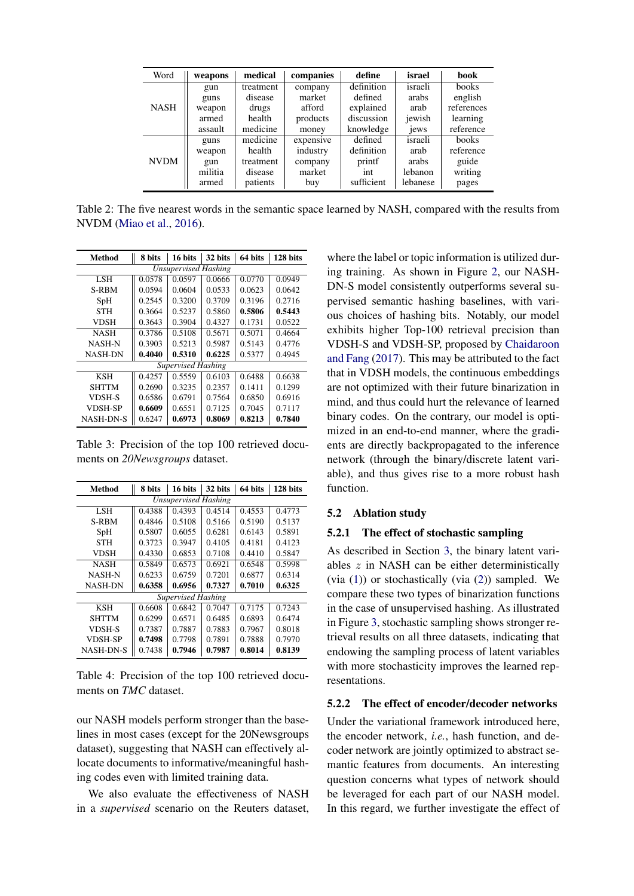| Word | weapons | medical | companies | define | israel | book |
|---|---|---|---|---|---|---|
| NASH | gun | treatment | company | definition | israeli | books |
| | guns | disease | market | defined | arabs | english |
| | weapon | drugs | afford | explained | arab | references |
| | armed | health | products | discussion | jewish | learning |
| | assault | medicine | money | knowledge | jews | reference |
| NVDM | guns | medicine | expensive | defined | israeli | books |
| | weapon | health | industry | definition | arab | reference |
| | gun | treatment | company | printf | arabs | guide |
| | militia | disease | market | int | lebanon | writing |
| | armed | patients | buy | sufficient | lebanese | pages |

Table 2: The five nearest words in the semantic space learned by NASH, compared with the results from NVDM (Miao et al., 2016).

| Method | 8 bits | 16 bits | 32 bits | 64 bits | 128 bits |
|---|---|---|---|---|---|
| *Unsupervised Hashing* | | | | | |
| LSH | 0.0578 | 0.0597 | 0.0666 | 0.0770 | 0.0949 |
| S-RBM | 0.0594 | 0.0604 | 0.0533 | 0.0623 | 0.0642 |
| SpH | 0.2545 | 0.3200 | 0.3709 | 0.3196 | 0.2716 |
| STH | 0.3664 | 0.5237 | 0.5860 | **0.5806** | **0.5443** |
| VDSH | 0.3643 | 0.3904 | 0.4327 | 0.1731 | 0.0522 |
| NASH | 0.3786 | 0.5108 | 0.5671 | 0.5071 | 0.4664 |
| NASH-N | 0.3903 | 0.5213 | 0.5987 | 0.5143 | 0.4776 |
| NASH-DN | **0.4040** | **0.5310** | **0.6225** | 0.5377 | 0.4945 |
| *Supervised Hashing* | | | | | |
| KSH | 0.4257 | 0.5559 | 0.6103 | 0.6488 | 0.6638 |
| SHTTM | 0.2690 | 0.3235 | 0.2357 | 0.1411 | 0.1299 |
| VDSH-S | 0.6586 | 0.6791 | 0.7564 | 0.6850 | 0.6916 |
| VDSH-SP | **0.6609** | 0.6551 | 0.7125 | 0.7045 | 0.7117 |
| NASH-DN-S | 0.6247 | **0.6973** | **0.8069** | **0.8213** | **0.7840** |

Table 3: Precision of the top 100 retrieved documents on *20Newsgroups* dataset.

| Method | 8 bits | 16 bits | 32 bits | 64 bits | 128 bits |
|---|---|---|---|---|---|
| *Unsupervised Hashing* | | | | | |
| LSH | 0.4388 | 0.4393 | 0.4514 | 0.4553 | 0.4773 |
| S-RBM | 0.4846 | 0.5108 | 0.5166 | 0.5190 | 0.5137 |
| SpH | 0.5807 | 0.6055 | 0.6281 | 0.6143 | 0.5891 |
| STH | 0.3723 | 0.3947 | 0.4105 | 0.4181 | 0.4123 |
| VDSH | 0.4330 | 0.6853 | 0.7108 | 0.4410 | 0.5847 |
| NASH | 0.5849 | 0.6573 | 0.6921 | 0.6548 | 0.5998 |
| NASH-N | 0.6233 | 0.6759 | 0.7201 | 0.6877 | 0.6314 |
| NASH-DN | **0.6358** | **0.6956** | **0.7327** | **0.7010** | **0.6325** |
| *Supervised Hashing* | | | | | |
| KSH | 0.6608 | 0.6842 | 0.7047 | 0.7175 | 0.7243 |
| SHTTM | 0.6299 | 0.6571 | 0.6485 | 0.6893 | 0.6474 |
| VDSH-S | 0.7387 | 0.7887 | 0.7883 | 0.7967 | 0.8018 |
| VDSH-SP | **0.7498** | 0.7798 | 0.7891 | 0.7888 | 0.7970 |
| NASH-DN-S | 0.7438 | **0.7946** | **0.7987** | **0.8014** | **0.8139** |

Table 4: Precision of the top 100 retrieved documents on *TMC* dataset.

our NASH models perform stronger than the baselines in most cases (except for the 20Newsgroups dataset), suggesting that NASH can effectively allocate documents to informative/meaningful hashing codes even with limited training data.

We also evaluate the effectiveness of NASH in a *supervised* scenario on the Reuters dataset, where the label or topic information is utilized during training. As shown in Figure 2, our NASH-DN-S model consistently outperforms several supervised semantic hashing baselines, with various choices of hashing bits. Notably, our model exhibits higher Top-100 retrieval precision than VDSH-S and VDSH-SP, proposed by Chaidaroon and Fang (2017). This may be attributed to the fact that in VDSH models, the continuous embeddings are not optimized with their future binarization in mind, and thus could hurt the relevance of learned binary codes. On the contrary, our model is optimized in an end-to-end manner, where the gradients are directly backpropagated to the inference network (through the binary/discrete latent variable), and thus gives rise to a more robust hash function.

### 5.2 Ablation study

#### 5.2.1 The effect of stochastic sampling

As described in Section 3, the binary latent variables $z$ in NASH can be either deterministically (via (1)) or stochastically (via (2)) sampled. We compare these two types of binarization functions in the case of unsupervised hashing. As illustrated in Figure 3, stochastic sampling shows stronger retrieval results on all three datasets, indicating that endowing the sampling process of latent variables with more stochasticity improves the learned representations.

#### 5.2.2 The effect of encoder/decoder networks

Under the variational framework introduced here, the encoder network, *i.e.*, hash function, and decoder network are jointly optimized to abstract semantic features from documents. An interesting question concerns what types of network should be leveraged for each part of our NASH model. In this regard, we further investigate the effect of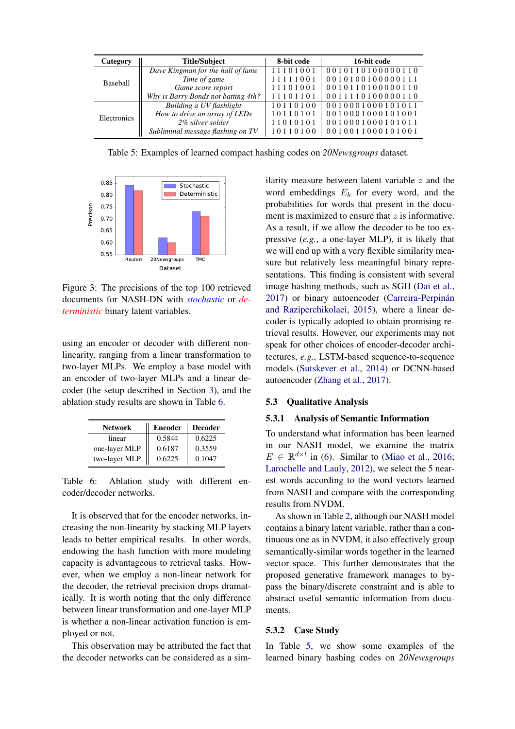| Category | Title/Subject | 8-bit code | 16-bit code |
|---|---|---|---|
| Baseball | *Dave Kingman for the hall of fame* | 1 1 1 0 1 0 0 1 | 0 0 1 0 1 1 0 1 0 0 0 0 0 1 1 0 |
| | *Time of game* | 1 1 1 1 1 0 0 1 | 0 0 1 0 1 0 0 1 0 0 0 0 0 1 1 1 |
| | *Game score report* | 1 1 1 0 1 0 0 1 | 0 0 1 0 1 1 0 1 0 0 0 0 0 1 1 0 |
| | *Why is Barry Bonds not batting 4th?* | 1 1 1 0 1 1 0 1 | 0 0 1 1 1 1 0 1 0 0 0 0 0 1 1 0 |
| Electronics | *Building a UV flashlight* | 1 0 1 1 0 1 0 0 | 0 0 1 0 0 0 1 0 0 0 1 0 1 0 1 1 |
| | *How to drive an array of LEDs* | 1 0 1 1 0 1 0 1 | 0 0 1 0 0 0 1 0 0 0 1 0 1 0 0 1 |
| | *2% silver solder* | 1 1 0 1 0 1 0 1 | 0 0 1 0 0 0 1 0 0 0 1 0 1 0 1 1 |
| | *Subliminal message flashing on TV* | 1 0 1 1 0 1 0 0 | 0 0 1 0 0 1 1 0 0 0 1 0 1 0 0 1 |

Table 5: Examples of learned compact hashing codes on *20Newsgroups* dataset.

Figure 3: The precisions of the top 100 retrieved documents for NASH-DN with *stochastic* or *deterministic* binary latent variables.

using an encoder or decoder with different non-linearity, ranging from a linear transformation to two-layer MLPs. We employ a base model with an encoder of two-layer MLPs and a linear decoder (the setup described in Section 3), and the ablation study results are shown in Table 6.

| Network | Encoder | Decoder |
|---|---|---|
| linear | 0.5844 | 0.6225 |
| one-layer MLP | 0.6187 | 0.3559 |
| two-layer MLP | 0.6225 | 0.1047 |

Table 6: Ablation study with different encoder/decoder networks.

It is observed that for the encoder networks, increasing the non-linearity by stacking MLP layers leads to better empirical results. In other words, endowing the hash function with more modeling capacity is advantageous to retrieval tasks. However, when we employ a non-linear network for the decoder, the retrieval precision drops dramatically. It is worth noting that the only difference between linear transformation and one-layer MLP is whether a non-linear activation function is employed or not.

This observation may be attributed the fact that the decoder networks can be considered as a similarity measure between latent variable $z$ and the word embeddings $E_k$ for every word, and the probabilities for words that present in the document is maximized to ensure that $z$ is informative. As a result, if we allow the decoder to be too expressive (*e.g.*, a one-layer MLP), it is likely that we will end up with a very flexible similarity measure but relatively less meaningful binary representations. This finding is consistent with several image hashing methods, such as SGH (Dai et al., 2017) or binary autoencoder (Carreira-Perpinán and Raziperchikolaei, 2015), where a linear decoder is typically adopted to obtain promising retrieval results. However, our experiments may not speak for other choices of encoder-decoder architectures, *e.g.*, LSTM-based sequence-to-sequence models (Sutskever et al., 2014) or DCNN-based autoencoder (Zhang et al., 2017).

## 5.3 Qualitative Analysis

### 5.3.1 Analysis of Semantic Information

To understand what information has been learned in our NASH model, we examine the matrix $E \in \mathbb{R}^{d \times l}$ in (6). Similar to (Miao et al., 2016; Larochelle and Lauly, 2012), we select the 5 nearest words according to the word vectors learned from NASH and compare with the corresponding results from NVDM.

As shown in Table 2, although our NASH model contains a binary latent variable, rather than a continuous one as in NVDM, it also effectively group semantically-similar words together in the learned vector space. This further demonstrates that the proposed generative framework manages to bypass the binary/discrete constraint and is able to abstract useful semantic information from documents.

### 5.3.2 Case Study

In Table 5, we show some examples of the learned binary hashing codes on *20Newsgroups*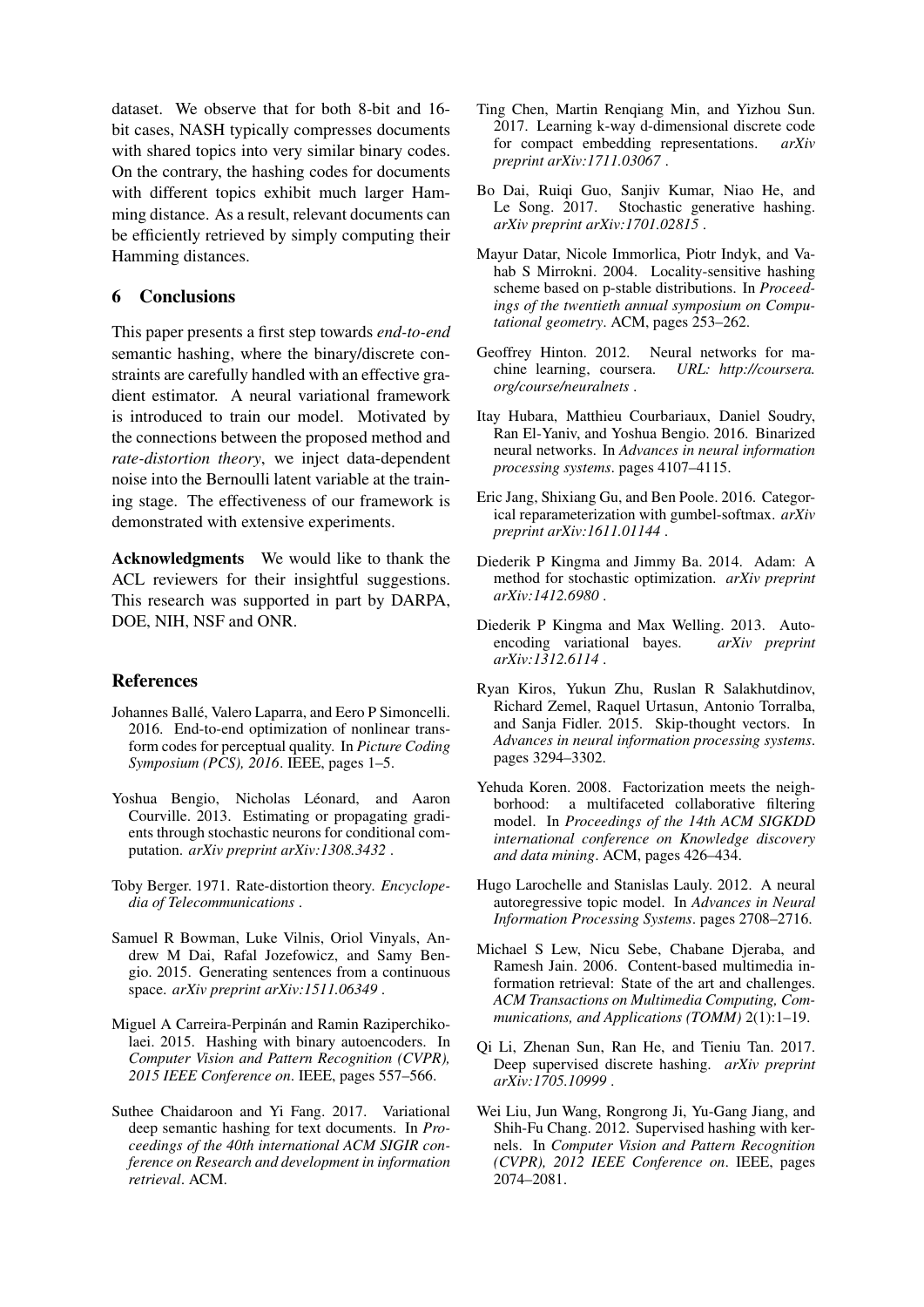dataset. We observe that for both 8-bit and 16-bit cases, NASH typically compresses documents with shared topics into very similar binary codes. On the contrary, the hashing codes for documents with different topics exhibit much larger Hamming distance. As a result, relevant documents can be efficiently retrieved by simply computing their Hamming distances.

## 6 Conclusions

This paper presents a first step towards *end-to-end* semantic hashing, where the binary/discrete constraints are carefully handled with an effective gradient estimator. A neural variational framework is introduced to train our model. Motivated by the connections between the proposed method and *rate-distortion theory*, we inject data-dependent noise into the Bernoulli latent variable at the training stage. The effectiveness of our framework is demonstrated with extensive experiments.

**Acknowledgments** We would like to thank the ACL reviewers for their insightful suggestions. This research was supported in part by DARPA, DOE, NIH, NSF and ONR.

## References

Johannes Ballé, Valero Laparra, and Eero P Simoncelli. 2016. End-to-end optimization of nonlinear transform codes for perceptual quality. In *Picture Coding Symposium (PCS), 2016*. IEEE, pages 1–5.

Yoshua Bengio, Nicholas Léonard, and Aaron Courville. 2013. Estimating or propagating gradients through stochastic neurons for conditional computation. *arXiv preprint arXiv:1308.3432* .

Toby Berger. 1971. Rate-distortion theory. *Encyclopedia of Telecommunications* .

Samuel R Bowman, Luke Vilnis, Oriol Vinyals, Andrew M Dai, Rafal Jozefowicz, and Samy Bengio. 2015. Generating sentences from a continuous space. *arXiv preprint arXiv:1511.06349* .

Miguel A Carreira-Perpinán and Ramin Raziperchikolaei. 2015. Hashing with binary autoencoders. In *Computer Vision and Pattern Recognition (CVPR), 2015 IEEE Conference on*. IEEE, pages 557–566.

Suthee Chaidaroon and Yi Fang. 2017. Variational deep semantic hashing for text documents. In *Proceedings of the 40th international ACM SIGIR conference on Research and development in information retrieval*. ACM.

Ting Chen, Martin Renqiang Min, and Yizhou Sun. 2017. Learning k-way d-dimensional discrete code for compact embedding representations. *arXiv preprint arXiv:1711.03067* .

Bo Dai, Ruiqi Guo, Sanjiv Kumar, Niao He, and Le Song. 2017. Stochastic generative hashing. *arXiv preprint arXiv:1701.02815* .

Mayur Datar, Nicole Immorlica, Piotr Indyk, and Vahab S Mirrokni. 2004. Locality-sensitive hashing scheme based on p-stable distributions. In *Proceedings of the twentieth annual symposium on Computational geometry*. ACM, pages 253–262.

Geoffrey Hinton. 2012. Neural networks for machine learning, coursera. *URL: http://coursera.org/course/neuralnets* .

Itay Hubara, Matthieu Courbariaux, Daniel Soudry, Ran El-Yaniv, and Yoshua Bengio. 2016. Binarized neural networks. In *Advances in neural information processing systems*. pages 4107–4115.

Eric Jang, Shixiang Gu, and Ben Poole. 2016. Categorical reparameterization with gumbel-softmax. *arXiv preprint arXiv:1611.01144* .

Diederik P Kingma and Jimmy Ba. 2014. Adam: A method for stochastic optimization. *arXiv preprint arXiv:1412.6980* .

Diederik P Kingma and Max Welling. 2013. Auto-encoding variational bayes. *arXiv preprint arXiv:1312.6114* .

Ryan Kiros, Yukun Zhu, Ruslan R Salakhutdinov, Richard Zemel, Raquel Urtasun, Antonio Torralba, and Sanja Fidler. 2015. Skip-thought vectors. In *Advances in neural information processing systems*. pages 3294–3302.

Yehuda Koren. 2008. Factorization meets the neighborhood: a multifaceted collaborative filtering model. In *Proceedings of the 14th ACM SIGKDD international conference on Knowledge discovery and data mining*. ACM, pages 426–434.

Hugo Larochelle and Stanislas Lauly. 2012. A neural autoregressive topic model. In *Advances in Neural Information Processing Systems*. pages 2708–2716.

Michael S Lew, Nicu Sebe, Chabane Djeraba, and Ramesh Jain. 2006. Content-based multimedia information retrieval: State of the art and challenges. *ACM Transactions on Multimedia Computing, Communications, and Applications (TOMM)* 2(1):1–19.

Qi Li, Zhenan Sun, Ran He, and Tieniu Tan. 2017. Deep supervised discrete hashing. *arXiv preprint arXiv:1705.10999* .

Wei Liu, Jun Wang, Rongrong Ji, Yu-Gang Jiang, and Shih-Fu Chang. 2012. Supervised hashing with kernels. In *Computer Vision and Pattern Recognition (CVPR), 2012 IEEE Conference on*. IEEE, pages 2074–2081.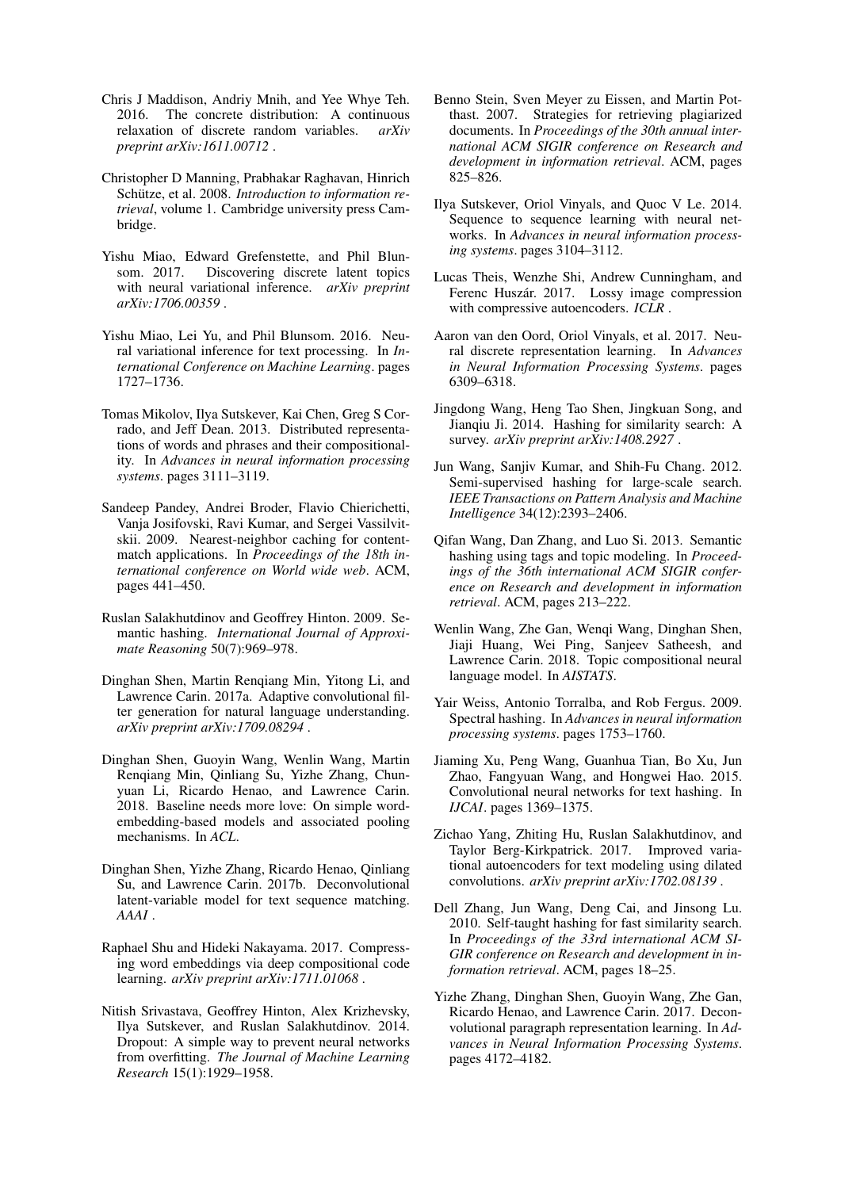Chris J Maddison, Andriy Mnih, and Yee Whye Teh. 2016. The concrete distribution: A continuous relaxation of discrete random variables. *arXiv preprint arXiv:1611.00712* .

Christopher D Manning, Prabhakar Raghavan, Hinrich Schütze, et al. 2008. *Introduction to information retrieval*, volume 1. Cambridge university press Cambridge.

Yishu Miao, Edward Grefenstette, and Phil Blunsom. 2017. Discovering discrete latent topics with neural variational inference. *arXiv preprint arXiv:1706.00359* .

Yishu Miao, Lei Yu, and Phil Blunsom. 2016. Neural variational inference for text processing. In *International Conference on Machine Learning*. pages 1727–1736.

Tomas Mikolov, Ilya Sutskever, Kai Chen, Greg S Corrado, and Jeff Dean. 2013. Distributed representations of words and phrases and their compositionality. In *Advances in neural information processing systems*. pages 3111–3119.

Sandeep Pandey, Andrei Broder, Flavio Chierichetti, Vanja Josifovski, Ravi Kumar, and Sergei Vassilvitskii. 2009. Nearest-neighbor caching for content-match applications. In *Proceedings of the 18th international conference on World wide web*. ACM, pages 441–450.

Ruslan Salakhutdinov and Geoffrey Hinton. 2009. Semantic hashing. *International Journal of Approximate Reasoning* 50(7):969–978.

Dinghan Shen, Martin Renqiang Min, Yitong Li, and Lawrence Carin. 2017a. Adaptive convolutional filter generation for natural language understanding. *arXiv preprint arXiv:1709.08294* .

Dinghan Shen, Guoyin Wang, Wenlin Wang, Martin Renqiang Min, Qinliang Su, Yizhe Zhang, Chunyuan Li, Ricardo Henao, and Lawrence Carin. 2018. Baseline needs more love: On simple word-embedding-based models and associated pooling mechanisms. In *ACL*.

Dinghan Shen, Yizhe Zhang, Ricardo Henao, Qinliang Su, and Lawrence Carin. 2017b. Deconvolutional latent-variable model for text sequence matching. *AAAI* .

Raphael Shu and Hideki Nakayama. 2017. Compressing word embeddings via deep compositional code learning. *arXiv preprint arXiv:1711.01068* .

Nitish Srivastava, Geoffrey Hinton, Alex Krizhevsky, Ilya Sutskever, and Ruslan Salakhutdinov. 2014. Dropout: A simple way to prevent neural networks from overfitting. *The Journal of Machine Learning Research* 15(1):1929–1958.

Benno Stein, Sven Meyer zu Eissen, and Martin Potthast. 2007. Strategies for retrieving plagiarized documents. In *Proceedings of the 30th annual international ACM SIGIR conference on Research and development in information retrieval*. ACM, pages 825–826.

Ilya Sutskever, Oriol Vinyals, and Quoc V Le. 2014. Sequence to sequence learning with neural networks. In *Advances in neural information processing systems*. pages 3104–3112.

Lucas Theis, Wenzhe Shi, Andrew Cunningham, and Ferenc Huszár. 2017. Lossy image compression with compressive autoencoders. *ICLR* .

Aaron van den Oord, Oriol Vinyals, et al. 2017. Neural discrete representation learning. In *Advances in Neural Information Processing Systems*. pages 6309–6318.

Jingdong Wang, Heng Tao Shen, Jingkuan Song, and Jianqiu Ji. 2014. Hashing for similarity search: A survey. *arXiv preprint arXiv:1408.2927* .

Jun Wang, Sanjiv Kumar, and Shih-Fu Chang. 2012. Semi-supervised hashing for large-scale search. *IEEE Transactions on Pattern Analysis and Machine Intelligence* 34(12):2393–2406.

Qifan Wang, Dan Zhang, and Luo Si. 2013. Semantic hashing using tags and topic modeling. In *Proceedings of the 36th international ACM SIGIR conference on Research and development in information retrieval*. ACM, pages 213–222.

Wenlin Wang, Zhe Gan, Wenqi Wang, Dinghan Shen, Jiaji Huang, Wei Ping, Sanjeev Satheesh, and Lawrence Carin. 2018. Topic compositional neural language model. In *AISTATS*.

Yair Weiss, Antonio Torralba, and Rob Fergus. 2009. Spectral hashing. In *Advances in neural information processing systems*. pages 1753–1760.

Jiaming Xu, Peng Wang, Guanhua Tian, Bo Xu, Jun Zhao, Fangyuan Wang, and Hongwei Hao. 2015. Convolutional neural networks for text hashing. In *IJCAI*. pages 1369–1375.

Zichao Yang, Zhiting Hu, Ruslan Salakhutdinov, and Taylor Berg-Kirkpatrick. 2017. Improved variational autoencoders for text modeling using dilated convolutions. *arXiv preprint arXiv:1702.08139* .

Dell Zhang, Jun Wang, Deng Cai, and Jinsong Lu. 2010. Self-taught hashing for fast similarity search. In *Proceedings of the 33rd international ACM SIGIR conference on Research and development in information retrieval*. ACM, pages 18–25.

Yizhe Zhang, Dinghan Shen, Guoyin Wang, Zhe Gan, Ricardo Henao, and Lawrence Carin. 2017. Deconvolutional paragraph representation learning. In *Advances in Neural Information Processing Systems*. pages 4172–4182.